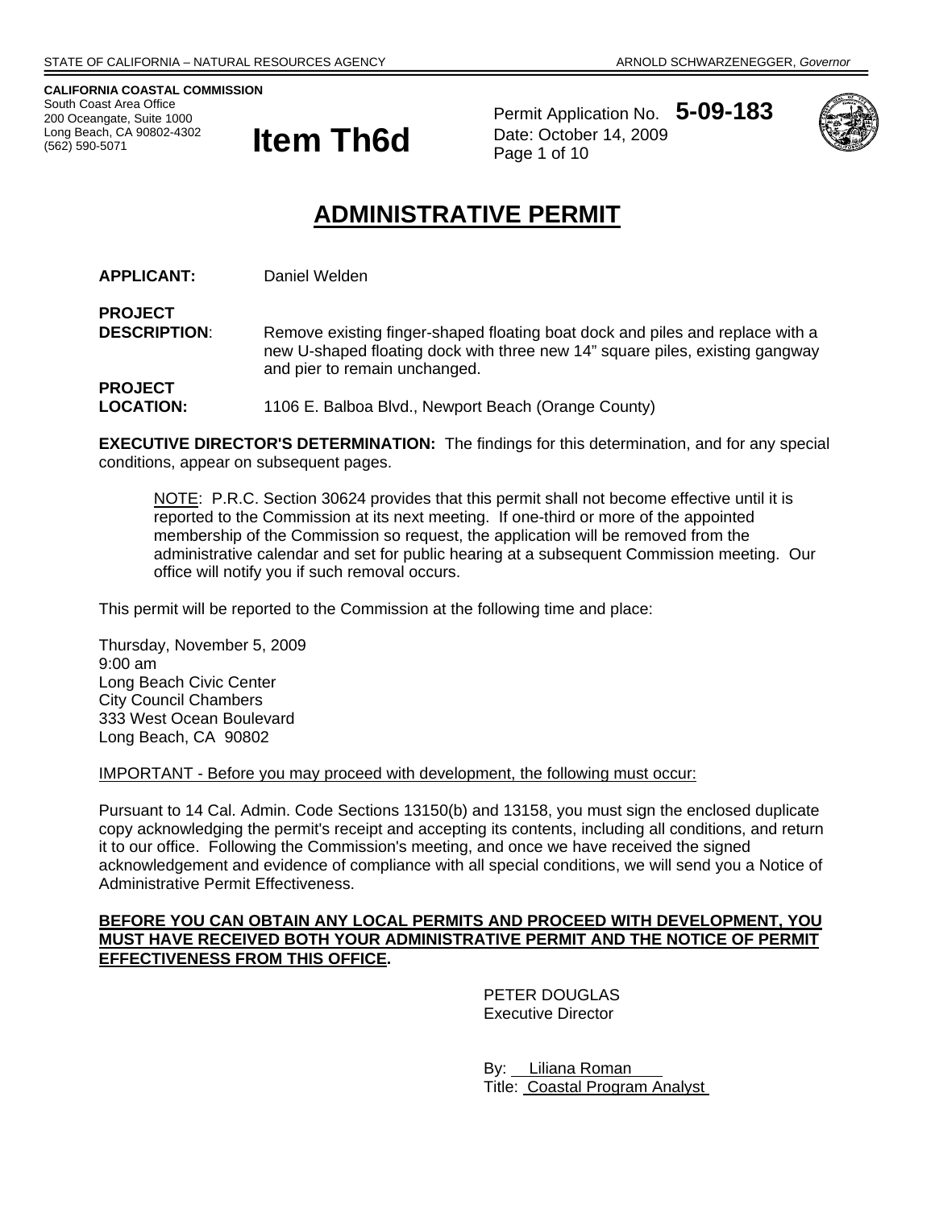STATE OF CALIFORNIA – NATURAL RESOURCES AGENCY ARNOLD SCHWARZENEGGER, *Governor*

**CALIFORNIA COASTAL COMMISSION**
South Coast Area Office
200 Oceangate, Suite 1000
Long Beach, CA 90802-4302
(562) 590-5071

# Item Th6d

Permit Application No. **5-09-183**
Date: October 14, 2009
Page 1 of 10

# ADMINISTRATIVE PERMIT

**APPLICANT:** Daniel Welden

**PROJECT DESCRIPTION**: Remove existing finger-shaped floating boat dock and piles and replace with a new U-shaped floating dock with three new 14" square piles, existing gangway and pier to remain unchanged.

**PROJECT LOCATION:** 1106 E. Balboa Blvd., Newport Beach (Orange County)

**EXECUTIVE DIRECTOR'S DETERMINATION:** The findings for this determination, and for any special conditions, appear on subsequent pages.

> NOTE: P.R.C. Section 30624 provides that this permit shall not become effective until it is reported to the Commission at its next meeting. If one-third or more of the appointed membership of the Commission so request, the application will be removed from the administrative calendar and set for public hearing at a subsequent Commission meeting. Our office will notify you if such removal occurs.

This permit will be reported to the Commission at the following time and place:

Thursday, November 5, 2009
9:00 am
Long Beach Civic Center
City Council Chambers
333 West Ocean Boulevard
Long Beach, CA 90802

IMPORTANT - Before you may proceed with development, the following must occur:

Pursuant to 14 Cal. Admin. Code Sections 13150(b) and 13158, you must sign the enclosed duplicate copy acknowledging the permit's receipt and accepting its contents, including all conditions, and return it to our office. Following the Commission's meeting, and once we have received the signed acknowledgement and evidence of compliance with all special conditions, we will send you a Notice of Administrative Permit Effectiveness.

**BEFORE YOU CAN OBTAIN ANY LOCAL PERMITS AND PROCEED WITH DEVELOPMENT, YOU MUST HAVE RECEIVED BOTH YOUR ADMINISTRATIVE PERMIT AND THE NOTICE OF PERMIT EFFECTIVENESS FROM THIS OFFICE.**

PETER DOUGLAS
Executive Director

By: Liliana Roman
Title: Coastal Program Analyst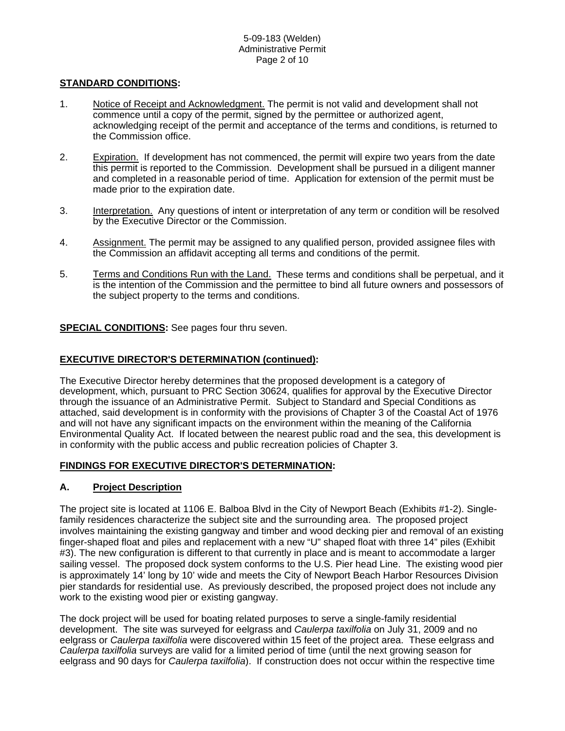**STANDARD CONDITIONS:**

1. Notice of Receipt and Acknowledgment. The permit is not valid and development shall not commence until a copy of the permit, signed by the permittee or authorized agent, acknowledging receipt of the permit and acceptance of the terms and conditions, is returned to the Commission office.

2. Expiration. If development has not commenced, the permit will expire two years from the date this permit is reported to the Commission. Development shall be pursued in a diligent manner and completed in a reasonable period of time. Application for extension of the permit must be made prior to the expiration date.

3. Interpretation. Any questions of intent or interpretation of any term or condition will be resolved by the Executive Director or the Commission.

4. Assignment. The permit may be assigned to any qualified person, provided assignee files with the Commission an affidavit accepting all terms and conditions of the permit.

5. Terms and Conditions Run with the Land. These terms and conditions shall be perpetual, and it is the intention of the Commission and the permittee to bind all future owners and possessors of the subject property to the terms and conditions.

**SPECIAL CONDITIONS:** See pages four thru seven.

**EXECUTIVE DIRECTOR'S DETERMINATION (continued):**

The Executive Director hereby determines that the proposed development is a category of development, which, pursuant to PRC Section 30624, qualifies for approval by the Executive Director through the issuance of an Administrative Permit. Subject to Standard and Special Conditions as attached, said development is in conformity with the provisions of Chapter 3 of the Coastal Act of 1976 and will not have any significant impacts on the environment within the meaning of the California Environmental Quality Act. If located between the nearest public road and the sea, this development is in conformity with the public access and public recreation policies of Chapter 3.

**FINDINGS FOR EXECUTIVE DIRECTOR'S DETERMINATION:**

**A. Project Description**

The project site is located at 1106 E. Balboa Blvd in the City of Newport Beach (Exhibits #1-2). Single-family residences characterize the subject site and the surrounding area. The proposed project involves maintaining the existing gangway and timber and wood decking pier and removal of an existing finger-shaped float and piles and replacement with a new "U" shaped float with three 14" piles (Exhibit #3). The new configuration is different to that currently in place and is meant to accommodate a larger sailing vessel. The proposed dock system conforms to the U.S. Pier head Line. The existing wood pier is approximately 14' long by 10' wide and meets the City of Newport Beach Harbor Resources Division pier standards for residential use. As previously described, the proposed project does not include any work to the existing wood pier or existing gangway.

The dock project will be used for boating related purposes to serve a single-family residential development. The site was surveyed for eelgrass and *Caulerpa taxilfolia* on July 31, 2009 and no eelgrass or *Caulerpa taxilfolia* were discovered within 15 feet of the project area. These eelgrass and *Caulerpa taxilfolia* surveys are valid for a limited period of time (until the next growing season for eelgrass and 90 days for *Caulerpa taxilfolia*). If construction does not occur within the respective time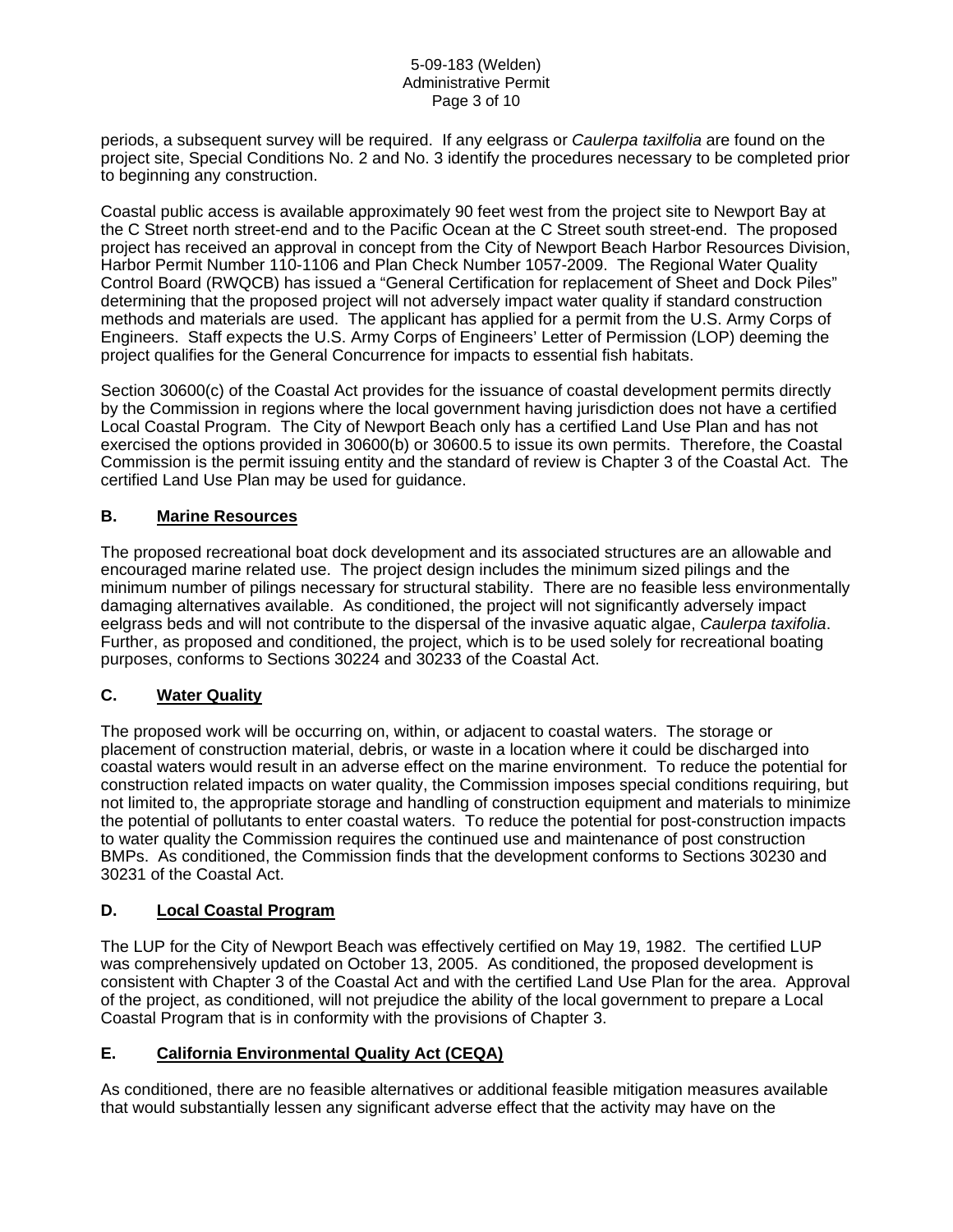periods, a subsequent survey will be required. If any eelgrass or *Caulerpa taxilfolia* are found on the project site, Special Conditions No. 2 and No. 3 identify the procedures necessary to be completed prior to beginning any construction.

Coastal public access is available approximately 90 feet west from the project site to Newport Bay at the C Street north street-end and to the Pacific Ocean at the C Street south street-end. The proposed project has received an approval in concept from the City of Newport Beach Harbor Resources Division, Harbor Permit Number 110-1106 and Plan Check Number 1057-2009. The Regional Water Quality Control Board (RWQCB) has issued a "General Certification for replacement of Sheet and Dock Piles" determining that the proposed project will not adversely impact water quality if standard construction methods and materials are used. The applicant has applied for a permit from the U.S. Army Corps of Engineers. Staff expects the U.S. Army Corps of Engineers' Letter of Permission (LOP) deeming the project qualifies for the General Concurrence for impacts to essential fish habitats.

Section 30600(c) of the Coastal Act provides for the issuance of coastal development permits directly by the Commission in regions where the local government having jurisdiction does not have a certified Local Coastal Program. The City of Newport Beach only has a certified Land Use Plan and has not exercised the options provided in 30600(b) or 30600.5 to issue its own permits. Therefore, the Coastal Commission is the permit issuing entity and the standard of review is Chapter 3 of the Coastal Act. The certified Land Use Plan may be used for guidance.

## B. Marine Resources

The proposed recreational boat dock development and its associated structures are an allowable and encouraged marine related use. The project design includes the minimum sized pilings and the minimum number of pilings necessary for structural stability. There are no feasible less environmentally damaging alternatives available. As conditioned, the project will not significantly adversely impact eelgrass beds and will not contribute to the dispersal of the invasive aquatic algae, *Caulerpa taxifolia*. Further, as proposed and conditioned, the project, which is to be used solely for recreational boating purposes, conforms to Sections 30224 and 30233 of the Coastal Act.

## C. Water Quality

The proposed work will be occurring on, within, or adjacent to coastal waters. The storage or placement of construction material, debris, or waste in a location where it could be discharged into coastal waters would result in an adverse effect on the marine environment. To reduce the potential for construction related impacts on water quality, the Commission imposes special conditions requiring, but not limited to, the appropriate storage and handling of construction equipment and materials to minimize the potential of pollutants to enter coastal waters. To reduce the potential for post-construction impacts to water quality the Commission requires the continued use and maintenance of post construction BMPs. As conditioned, the Commission finds that the development conforms to Sections 30230 and 30231 of the Coastal Act.

## D. Local Coastal Program

The LUP for the City of Newport Beach was effectively certified on May 19, 1982. The certified LUP was comprehensively updated on October 13, 2005. As conditioned, the proposed development is consistent with Chapter 3 of the Coastal Act and with the certified Land Use Plan for the area. Approval of the project, as conditioned, will not prejudice the ability of the local government to prepare a Local Coastal Program that is in conformity with the provisions of Chapter 3.

## E. California Environmental Quality Act (CEQA)

As conditioned, there are no feasible alternatives or additional feasible mitigation measures available that would substantially lessen any significant adverse effect that the activity may have on the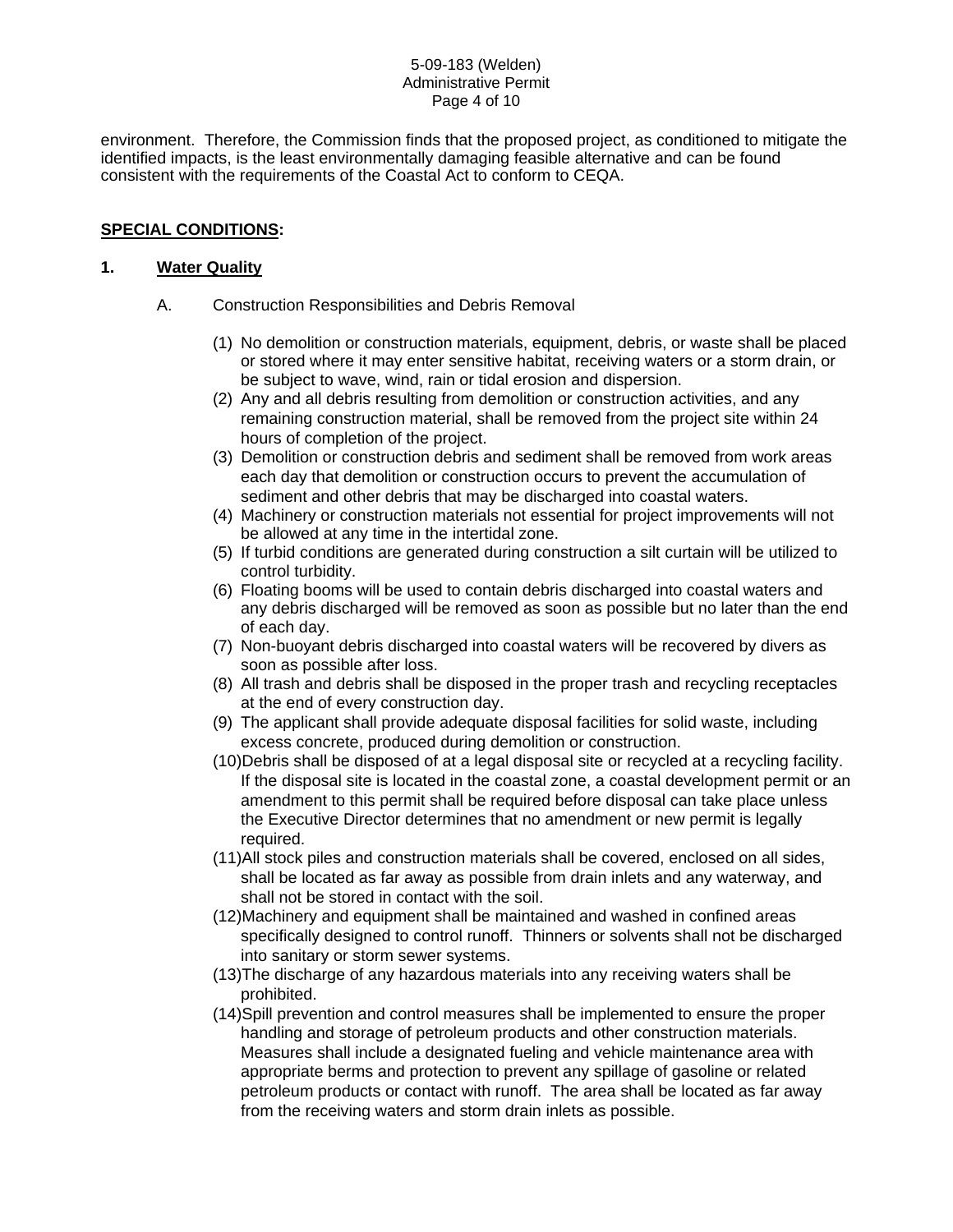environment. Therefore, the Commission finds that the proposed project, as conditioned to mitigate the identified impacts, is the least environmentally damaging feasible alternative and can be found consistent with the requirements of the Coastal Act to conform to CEQA.

## **SPECIAL CONDITIONS:**

### 1. **Water Quality**

A. Construction Responsibilities and Debris Removal

(1) No demolition or construction materials, equipment, debris, or waste shall be placed or stored where it may enter sensitive habitat, receiving waters or a storm drain, or be subject to wave, wind, rain or tidal erosion and dispersion.

(2) Any and all debris resulting from demolition or construction activities, and any remaining construction material, shall be removed from the project site within 24 hours of completion of the project.

(3) Demolition or construction debris and sediment shall be removed from work areas each day that demolition or construction occurs to prevent the accumulation of sediment and other debris that may be discharged into coastal waters.

(4) Machinery or construction materials not essential for project improvements will not be allowed at any time in the intertidal zone.

(5) If turbid conditions are generated during construction a silt curtain will be utilized to control turbidity.

(6) Floating booms will be used to contain debris discharged into coastal waters and any debris discharged will be removed as soon as possible but no later than the end of each day.

(7) Non-buoyant debris discharged into coastal waters will be recovered by divers as soon as possible after loss.

(8) All trash and debris shall be disposed in the proper trash and recycling receptacles at the end of every construction day.

(9) The applicant shall provide adequate disposal facilities for solid waste, including excess concrete, produced during demolition or construction.

(10) Debris shall be disposed of at a legal disposal site or recycled at a recycling facility. If the disposal site is located in the coastal zone, a coastal development permit or an amendment to this permit shall be required before disposal can take place unless the Executive Director determines that no amendment or new permit is legally required.

(11) All stock piles and construction materials shall be covered, enclosed on all sides, shall be located as far away as possible from drain inlets and any waterway, and shall not be stored in contact with the soil.

(12) Machinery and equipment shall be maintained and washed in confined areas specifically designed to control runoff. Thinners or solvents shall not be discharged into sanitary or storm sewer systems.

(13) The discharge of any hazardous materials into any receiving waters shall be prohibited.

(14) Spill prevention and control measures shall be implemented to ensure the proper handling and storage of petroleum products and other construction materials. Measures shall include a designated fueling and vehicle maintenance area with appropriate berms and protection to prevent any spillage of gasoline or related petroleum products or contact with runoff. The area shall be located as far away from the receiving waters and storm drain inlets as possible.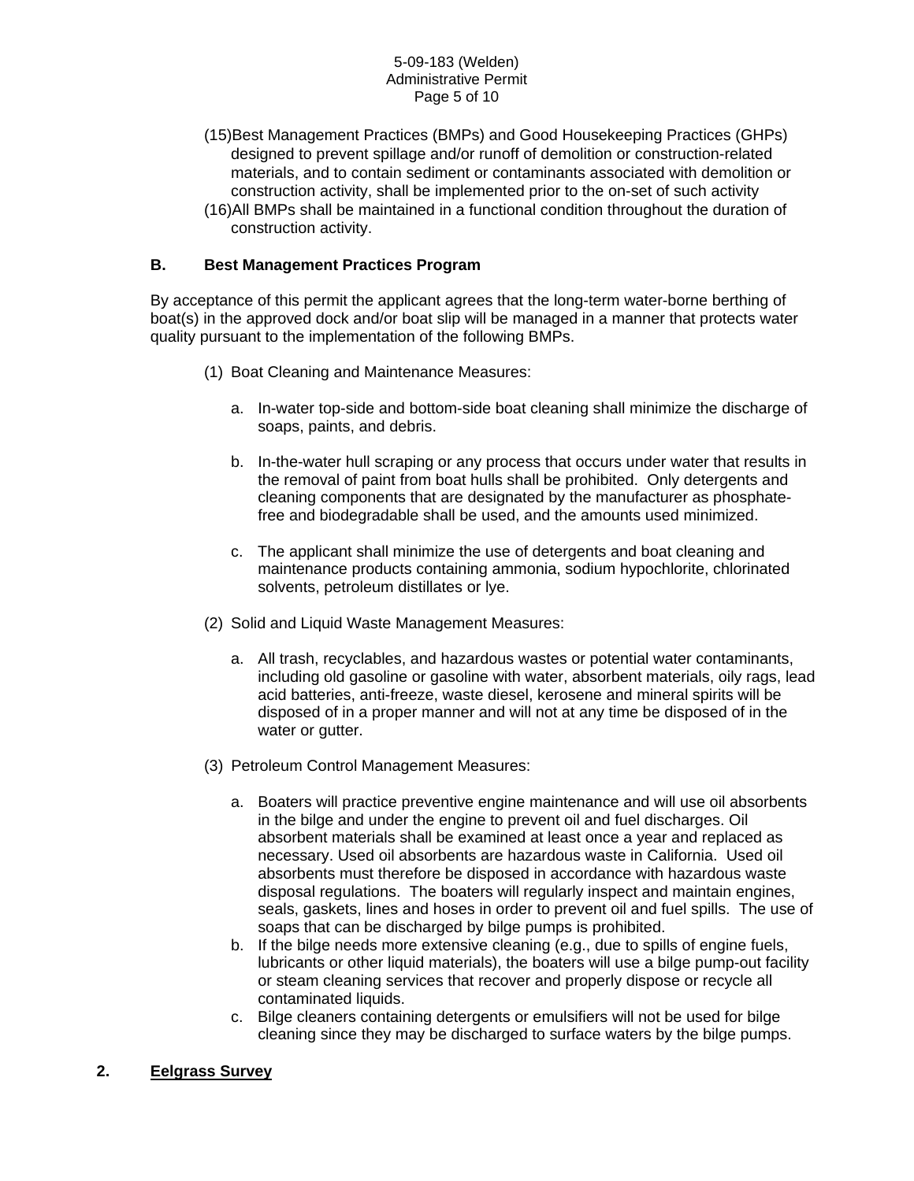(15) Best Management Practices (BMPs) and Good Housekeeping Practices (GHPs) designed to prevent spillage and/or runoff of demolition or construction-related materials, and to contain sediment or contaminants associated with demolition or construction activity, shall be implemented prior to the on-set of such activity

(16) All BMPs shall be maintained in a functional condition throughout the duration of construction activity.

**B. Best Management Practices Program**

By acceptance of this permit the applicant agrees that the long-term water-borne berthing of boat(s) in the approved dock and/or boat slip will be managed in a manner that protects water quality pursuant to the implementation of the following BMPs.

(1) Boat Cleaning and Maintenance Measures:

a. In-water top-side and bottom-side boat cleaning shall minimize the discharge of soaps, paints, and debris.

b. In-the-water hull scraping or any process that occurs under water that results in the removal of paint from boat hulls shall be prohibited. Only detergents and cleaning components that are designated by the manufacturer as phosphate-free and biodegradable shall be used, and the amounts used minimized.

c. The applicant shall minimize the use of detergents and boat cleaning and maintenance products containing ammonia, sodium hypochlorite, chlorinated solvents, petroleum distillates or lye.

(2) Solid and Liquid Waste Management Measures:

a. All trash, recyclables, and hazardous wastes or potential water contaminants, including old gasoline or gasoline with water, absorbent materials, oily rags, lead acid batteries, anti-freeze, waste diesel, kerosene and mineral spirits will be disposed of in a proper manner and will not at any time be disposed of in the water or gutter.

(3) Petroleum Control Management Measures:

a. Boaters will practice preventive engine maintenance and will use oil absorbents in the bilge and under the engine to prevent oil and fuel discharges. Oil absorbent materials shall be examined at least once a year and replaced as necessary. Used oil absorbents are hazardous waste in California. Used oil absorbents must therefore be disposed in accordance with hazardous waste disposal regulations. The boaters will regularly inspect and maintain engines, seals, gaskets, lines and hoses in order to prevent oil and fuel spills. The use of soaps that can be discharged by bilge pumps is prohibited.

b. If the bilge needs more extensive cleaning (e.g., due to spills of engine fuels, lubricants or other liquid materials), the boaters will use a bilge pump-out facility or steam cleaning services that recover and properly dispose or recycle all contaminated liquids.

c. Bilge cleaners containing detergents or emulsifiers will not be used for bilge cleaning since they may be discharged to surface waters by the bilge pumps.

**2. <u>Eelgrass Survey</u>**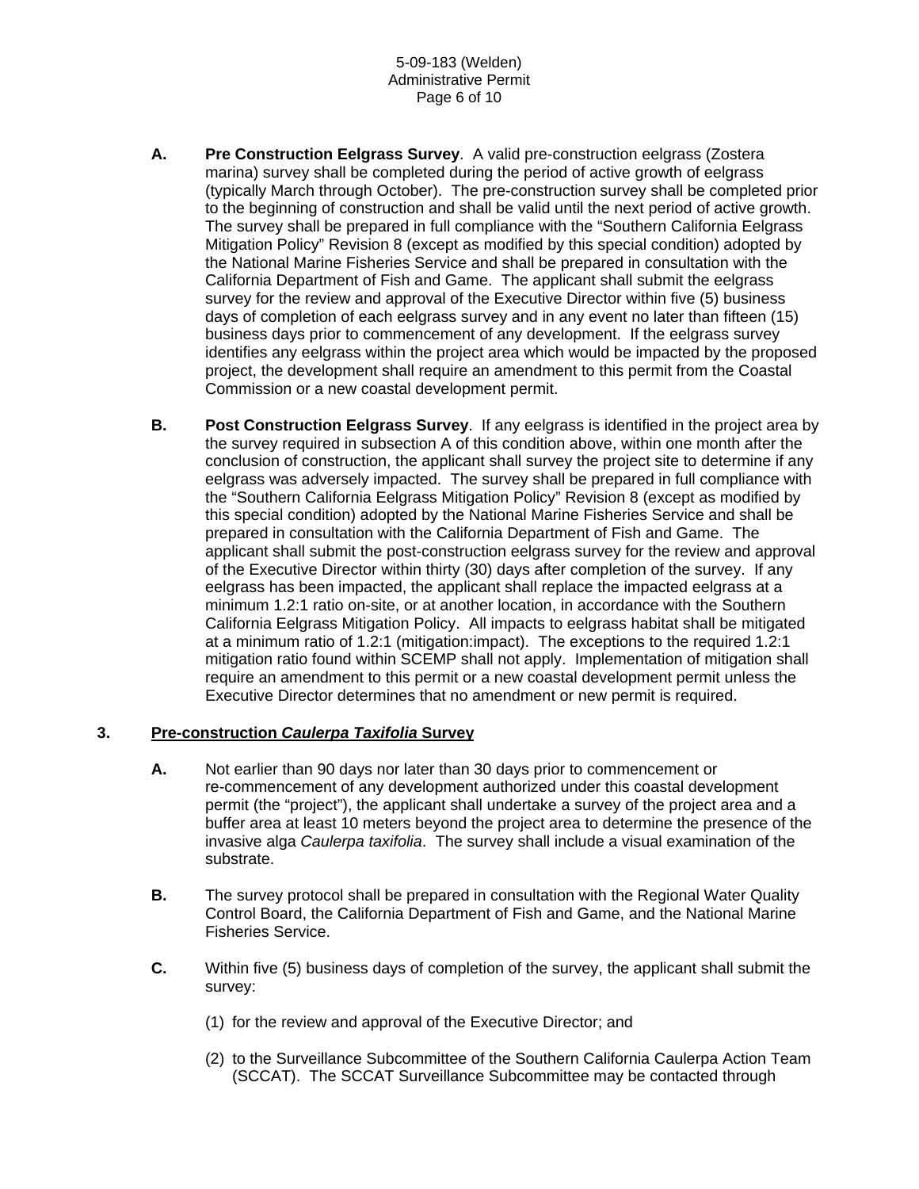**A. Pre Construction Eelgrass Survey**. A valid pre-construction eelgrass (Zostera marina) survey shall be completed during the period of active growth of eelgrass (typically March through October). The pre-construction survey shall be completed prior to the beginning of construction and shall be valid until the next period of active growth. The survey shall be prepared in full compliance with the "Southern California Eelgrass Mitigation Policy" Revision 8 (except as modified by this special condition) adopted by the National Marine Fisheries Service and shall be prepared in consultation with the California Department of Fish and Game. The applicant shall submit the eelgrass survey for the review and approval of the Executive Director within five (5) business days of completion of each eelgrass survey and in any event no later than fifteen (15) business days prior to commencement of any development. If the eelgrass survey identifies any eelgrass within the project area which would be impacted by the proposed project, the development shall require an amendment to this permit from the Coastal Commission or a new coastal development permit.

**B. Post Construction Eelgrass Survey**. If any eelgrass is identified in the project area by the survey required in subsection A of this condition above, within one month after the conclusion of construction, the applicant shall survey the project site to determine if any eelgrass was adversely impacted. The survey shall be prepared in full compliance with the "Southern California Eelgrass Mitigation Policy" Revision 8 (except as modified by this special condition) adopted by the National Marine Fisheries Service and shall be prepared in consultation with the California Department of Fish and Game. The applicant shall submit the post-construction eelgrass survey for the review and approval of the Executive Director within thirty (30) days after completion of the survey. If any eelgrass has been impacted, the applicant shall replace the impacted eelgrass at a minimum 1.2:1 ratio on-site, or at another location, in accordance with the Southern California Eelgrass Mitigation Policy. All impacts to eelgrass habitat shall be mitigated at a minimum ratio of 1.2:1 (mitigation:impact). The exceptions to the required 1.2:1 mitigation ratio found within SCEMP shall not apply. Implementation of mitigation shall require an amendment to this permit or a new coastal development permit unless the Executive Director determines that no amendment or new permit is required.

### 3. Pre-construction *Caulerpa Taxifolia* Survey

**A.** Not earlier than 90 days nor later than 30 days prior to commencement or re-commencement of any development authorized under this coastal development permit (the "project"), the applicant shall undertake a survey of the project area and a buffer area at least 10 meters beyond the project area to determine the presence of the invasive alga *Caulerpa taxifolia*. The survey shall include a visual examination of the substrate.

**B.** The survey protocol shall be prepared in consultation with the Regional Water Quality Control Board, the California Department of Fish and Game, and the National Marine Fisheries Service.

**C.** Within five (5) business days of completion of the survey, the applicant shall submit the survey:

(1) for the review and approval of the Executive Director; and

(2) to the Surveillance Subcommittee of the Southern California Caulerpa Action Team (SCCAT). The SCCAT Surveillance Subcommittee may be contacted through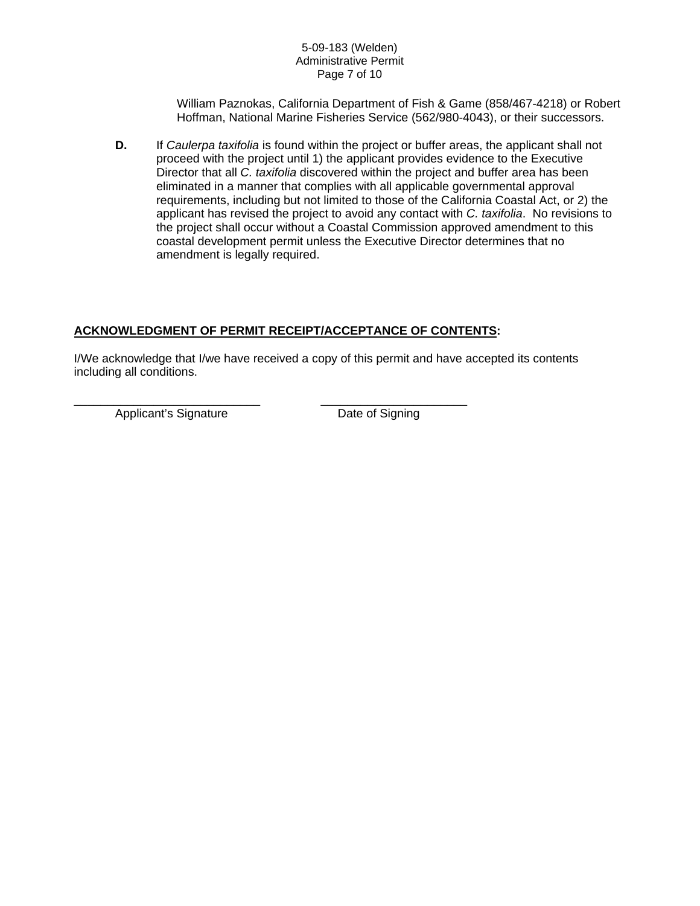William Paznokas, California Department of Fish & Game (858/467-4218) or Robert Hoffman, National Marine Fisheries Service (562/980-4043), or their successors.

**D.** If *Caulerpa taxifolia* is found within the project or buffer areas, the applicant shall not proceed with the project until 1) the applicant provides evidence to the Executive Director that all *C. taxifolia* discovered within the project and buffer area has been eliminated in a manner that complies with all applicable governmental approval requirements, including but not limited to those of the California Coastal Act, or 2) the applicant has revised the project to avoid any contact with *C. taxifolia*. No revisions to the project shall occur without a Coastal Commission approved amendment to this coastal development permit unless the Executive Director determines that no amendment is legally required.

**ACKNOWLEDGMENT OF PERMIT RECEIPT/ACCEPTANCE OF CONTENTS:**

I/We acknowledge that I/we have received a copy of this permit and have accepted its contents including all conditions.

\_\_\_\_\_\_\_\_\_\_\_\_\_\_\_\_\_\_\_\_\_\_\_\_\_\_\_\_ \_\_\_\_\_\_\_\_\_\_\_\_\_\_\_\_\_\_\_\_\_\_
Applicant's Signature Date of Signing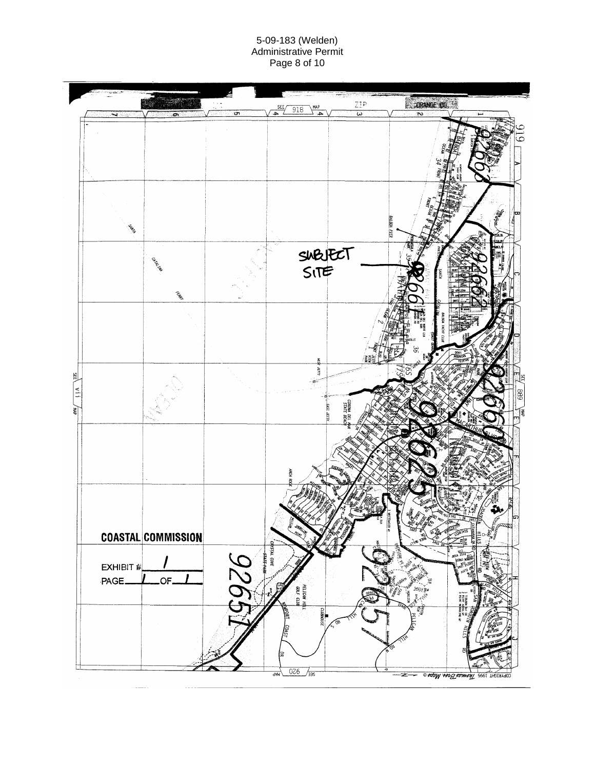SUBJECT SITE

COASTAL COMMISSION

EXHIBIT # 1

PAGE 1 OF 1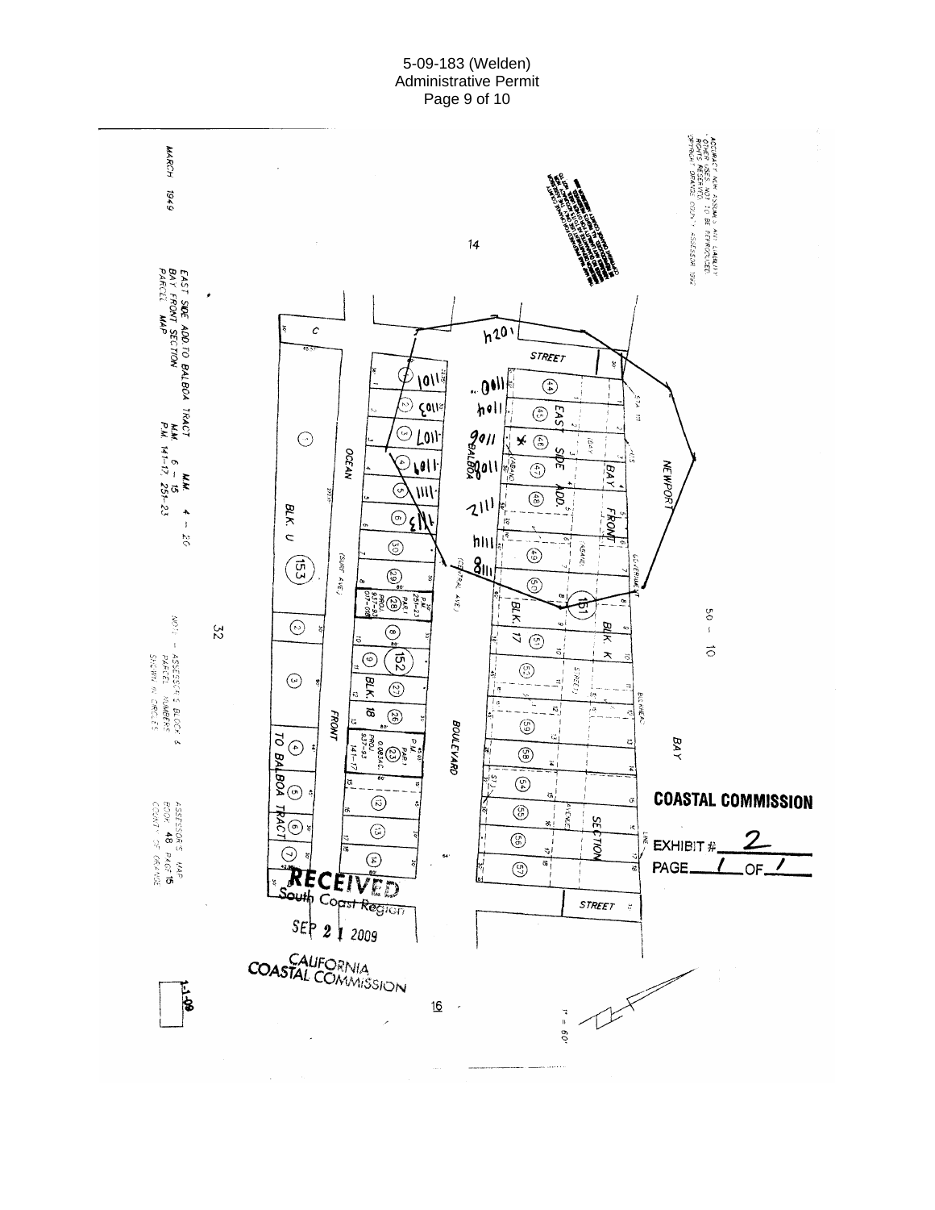EAST SIDE ADD TO BALBOA TRACT
BAY FRONT SECTION
PARCEL MAP

M.M. 4 - 20
M.M. 6 - 15
P.M. 141-17, 251-23

MARCH 1949

ACCURACY NOT ASSUMED AND LIABILITY - OTHER USES NOT TO BE REPRODUCED - RIGHTS RESERVED
ORANGE COUNTY ASSESSOR 1992

NOTE - ASSESSOR'S BLOCK & PARCEL NUMBERS SHOWN IN CIRCLES

ASSESSOR'S MAP
BOOK 48 PAGE 15
COUNTY OF ORANGE

50 - 10

14

32

16

1" = 60'

STREET

NEWPORT

BAY

EAST SIDE ADD.

BAY FRONT

OCEAN FRONT

BOULEVARD

BALBOA

BLK. U

BLK. 17

BLK. 18

BLK. K

SECTION

TO BALBOA TRACT

(SURF AVE.)

(CENTRAL AVE.)

GOVERNMENT

BULKHEAD

LINE

1101

1103

1107

1109

1111

1113

1100

1104

1106

1108

1112

1114

1118

1120

**COASTAL COMMISSION**

EXHIBIT # 2

PAGE 1 OF 1

RECEIVED
South Coast Region

SEP 21 2009

CALIFORNIA
COASTAL COMMISSION

1-1-09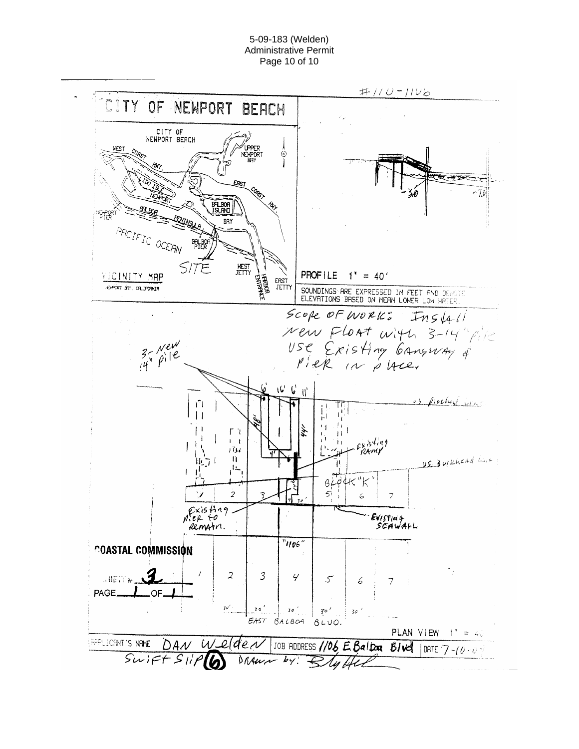#110-1106

CITY OF NEWPORT BEACH

CITY OF NEWPORT BEACH

WEST COAST HWY.

UPPER NEWPORT BAY

LIDO ISLE

NEWPORT

EAST COAST HWY.

BALBOA ISLAND

NEWPORT PIER

BALBOA PENINSULA

BAY

PACIFIC OCEAN

BALBOA PIER

SITE

WEST JETTY

HARBOR ENTRANCE

EAST JETTY

VICINITY MAP

NEWPORT BAY, CALIFORNIA

-3.0

-7.0

PROFILE 1" = 40'

SOUNDINGS ARE EXPRESSED IN FEET AND DENOTE ELEVATIONS BASED ON MEAN LOWER LOW WATER.

Scope of Work: Install new Float with 3-14" pile Use Existing Gangway & Pier in place.

3-New 14" pile

6' 16' 6' 11'

48'

44'

4'

US Pierhead Line

Existing Ramp

US Bulkhead Line

Block "K"

1 2 3 4 5 6 7

30'

Existing Pier to Remain.

Existing Seawall

"1106"

COASTAL COMMISSION

EXHIBIT # 3

PAGE 1 OF 1

1 2 3 4 5 6 7

30' 30' 30' 30' 30'

EAST BALBOA BLVD.

PLAN VIEW 1" = 40'

APPLICANT'S NAME DAN Welden | JOB ADDRESS 1106 E. Balboa Blvd | DATE 7-10-07

Swift Slip (6) Drawn by: